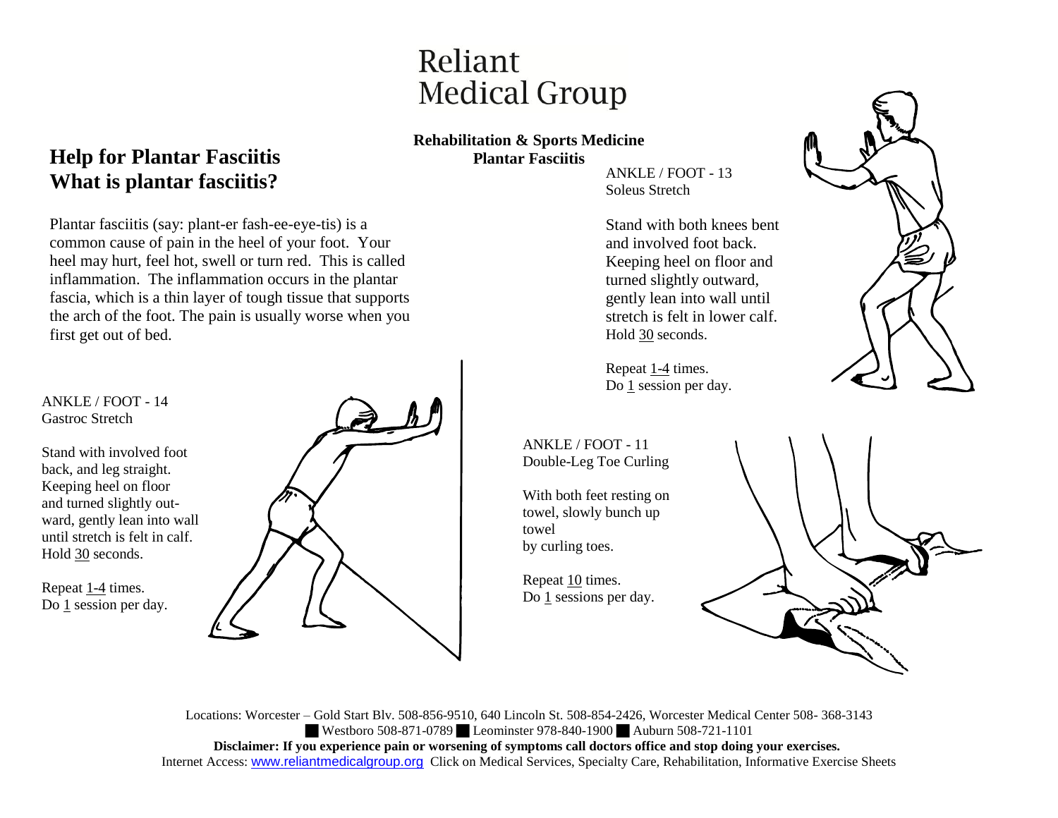Reliant
Medical Group

**Rehabilitation & Sports Medicine**
**Plantar Fasciitis**

## Help for Plantar Fasciitis
## What is plantar fasciitis?

Plantar fasciitis (say: plant-er fash-ee-eye-tis) is a common cause of pain in the heel of your foot. Your heel may hurt, feel hot, swell or turn red. This is called inflammation. The inflammation occurs in the plantar fascia, which is a thin layer of tough tissue that supports the arch of the foot. The pain is usually worse when you first get out of bed.

ANKLE / FOOT - 13
Soleus Stretch

Stand with both knees bent and involved foot back. Keeping heel on floor and turned slightly outward, gently lean into wall until stretch is felt in lower calf. Hold 30 seconds.

Repeat 1-4 times.
Do 1 session per day.

ANKLE / FOOT - 14
Gastroc Stretch

Stand with involved foot back, and leg straight. Keeping heel on floor and turned slightly outward, gently lean into wall until stretch is felt in calf. Hold 30 seconds.

Repeat 1-4 times.
Do 1 session per day.

ANKLE / FOOT - 11
Double-Leg Toe Curling

With both feet resting on towel, slowly bunch up towel by curling toes.

Repeat 10 times.
Do 1 sessions per day.

Locations: Worcester – Gold Start Blv. 508-856-9510, 640 Lincoln St. 508-854-2426, Worcester Medical Center 508- 368-3143 ■ Westboro 508-871-0789 ■ Leominster 978-840-1900 ■ Auburn 508-721-1101

**Disclaimer: If you experience pain or worsening of symptoms call doctors office and stop doing your exercises.**

Internet Access: www.reliantmedicalgroup.org Click on Medical Services, Specialty Care, Rehabilitation, Informative Exercise Sheets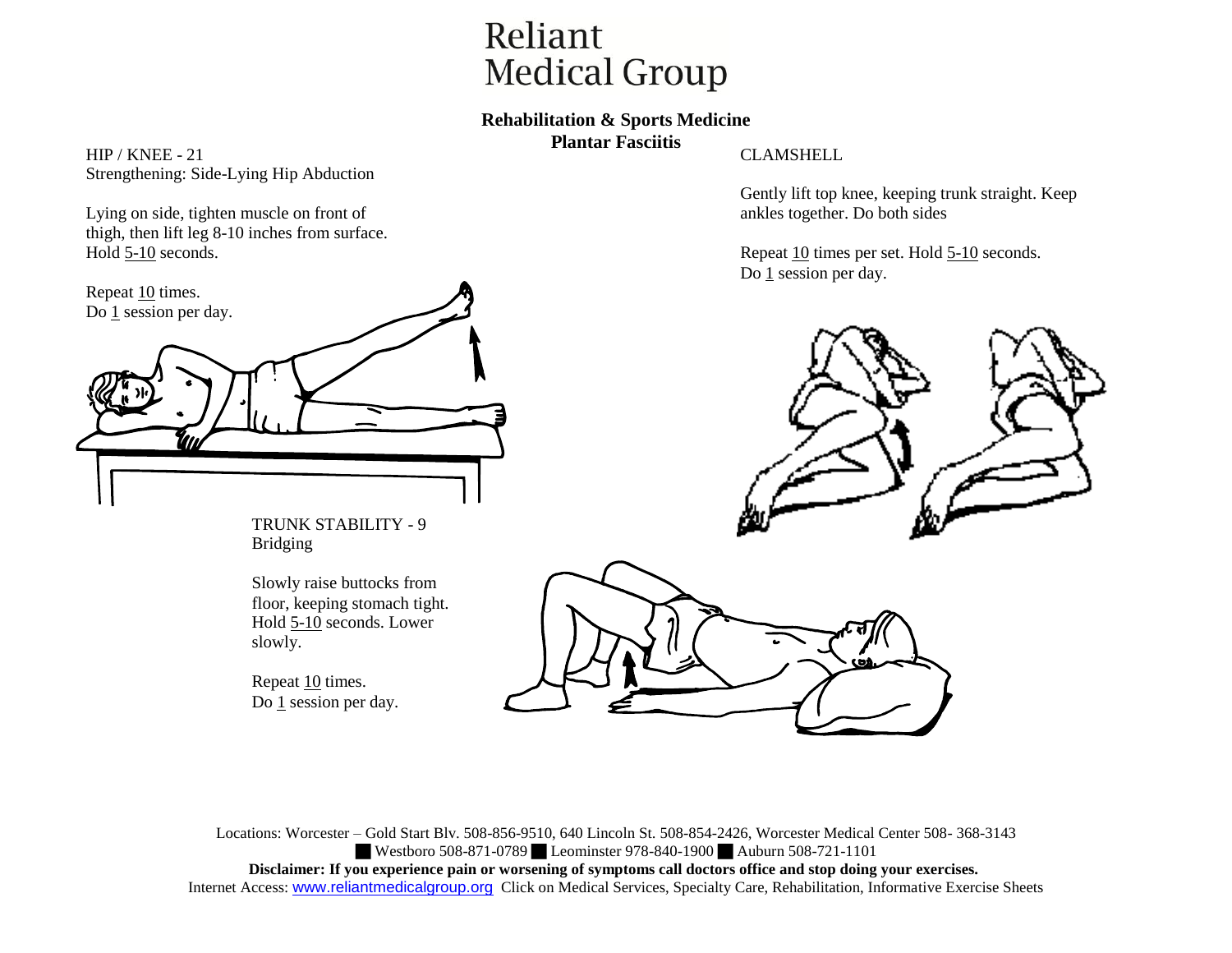# Reliant Medical Group

**Rehabilitation & Sports Medicine**
**Plantar Fasciitis**

HIP / KNEE - 21
Strengthening: Side-Lying Hip Abduction

Lying on side, tighten muscle on front of thigh, then lift leg 8-10 inches from surface. Hold 5-10 seconds.

Repeat 10 times.
Do 1 session per day.

CLAMSHELL

Gently lift top knee, keeping trunk straight. Keep ankles together. Do both sides

Repeat 10 times per set. Hold 5-10 seconds.
Do 1 session per day.

TRUNK STABILITY - 9
Bridging

Slowly raise buttocks from floor, keeping stomach tight. Hold 5-10 seconds. Lower slowly.

Repeat 10 times.
Do 1 session per day.

Locations: Worcester – Gold Start Blv. 508-856-9510, 640 Lincoln St. 508-854-2426, Worcester Medical Center 508- 368-3143
█ Westboro 508-871-0789 █ Leominster 978-840-1900 █ Auburn 508-721-1101
**Disclaimer: If you experience pain or worsening of symptoms call doctors office and stop doing your exercises.**
Internet Access: www.reliantmedicalgroup.org Click on Medical Services, Specialty Care, Rehabilitation, Informative Exercise Sheets